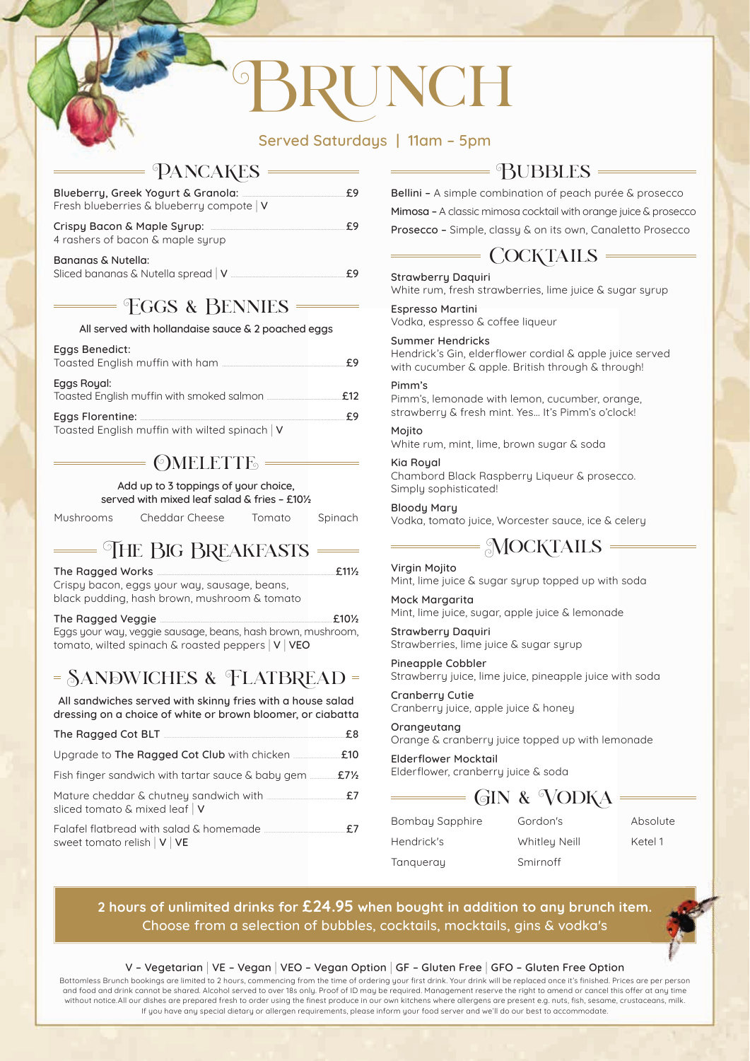# Brunch

Served Saturdays | 11am – 5pm

## Pancakes

**Blueberry, Greek Yogurt & Granola:** £9
Fresh blueberries & blueberry compote | V

**Crispy Bacon & Maple Syrup:** £9
4 rashers of bacon & maple syrup

**Bananas & Nutella:**
Sliced bananas & Nutella spread | V £9

## Eggs & Bennies

All served with hollandaise sauce & 2 poached eggs

**Eggs Benedict:**
Toasted English muffin with ham £9

**Eggs Royal:**
Toasted English muffin with smoked salmon £12

**Eggs Florentine:** £9
Toasted English muffin with wilted spinach | V

## Omelette

Add up to 3 toppings of your choice, served with mixed leaf salad & fries – £10½

Mushrooms | Cheddar Cheese | Tomato | Spinach

## The Big Breakfasts

**The Ragged Works** £11½
Crispy bacon, eggs your way, sausage, beans, black pudding, hash brown, mushroom & tomato

**The Ragged Veggie** £10½
Eggs your way, veggie sausage, beans, hash brown, mushroom, tomato, wilted spinach & roasted peppers | V | VEO

## Sandwiches & Flatbread

All sandwiches served with skinny fries with a house salad dressing on a choice of white or brown bloomer, or ciabatta

**The Ragged Cot BLT** £8

Upgrade to **The Ragged Cot Club** with chicken £10

Fish finger sandwich with tartar sauce & baby gem £7½

Mature cheddar & chutney sandwich with sliced tomato & mixed leaf | V £7

Falafel flatbread with salad & homemade sweet tomato relish | V | VE £7

## Bubbles

**Bellini –** A simple combination of peach purée & prosecco

**Mimosa –** A classic mimosa cocktail with orange juice & prosecco

**Prosecco –** Simple, classy & on its own, Canaletto Prosecco

## Cocktails

**Strawberry Daquiri**
White rum, fresh strawberries, lime juice & sugar syrup

**Espresso Martini**
Vodka, espresso & coffee liqueur

**Summer Hendricks**
Hendrick's Gin, elderflower cordial & apple juice served with cucumber & apple. British through & through!

**Pimm's**
Pimm's, lemonade with lemon, cucumber, orange, strawberry & fresh mint. Yes... It's Pimm's o'clock!

**Mojito**
White rum, mint, lime, brown sugar & soda

**Kia Royal**
Chambord Black Raspberry Liqueur & prosecco. Simply sophisticated!

**Bloody Mary**
Vodka, tomato juice, Worcester sauce, ice & celery

## Mocktails

**Virgin Mojito**
Mint, lime juice & sugar syrup topped up with soda

**Mock Margarita**
Mint, lime juice, sugar, apple juice & lemonade

**Strawberry Daquiri**
Strawberries, lime juice & sugar syrup

**Pineapple Cobbler**
Strawberry juice, lime juice, pineapple juice with soda

**Cranberry Cutie**
Cranberry juice, apple juice & honey

**Orangeutang**
Orange & cranberry juice topped up with lemonade

**Elderflower Mocktail**
Elderflower, cranberry juice & soda

## Gin & Vodka

| | | |
|---|---|---|
| Bombay Sapphire | Gordon's | Absolute |
| Hendrick's | Whitley Neill | Ketel 1 |
| Tanqueray | Smirnoff | |

**2 hours of unlimited drinks for £24.95 when bought in addition to any brunch item.**
Choose from a selection of bubbles, cocktails, mocktails, gins & vodka's

V – Vegetarian | VE – Vegan | VEO – Vegan Option | GF – Gluten Free | GFO – Gluten Free Option

Bottomless Brunch bookings are limited to 2 hours, commencing from the time of ordering your first drink. Your drink will be replaced once it's finished. Prices are per person and food and drink cannot be shared. Alcohol served to over 18s only. Proof of ID may be required. Management reserve the right to amend or cancel this offer at any time without notice.All our dishes are prepared fresh to order using the finest produce in our own kitchens where allergens are present e.g. nuts, fish, sesame, crustaceans, milk. If you have any special dietary or allergen requirements, please inform your food server and we'll do our best to accommodate.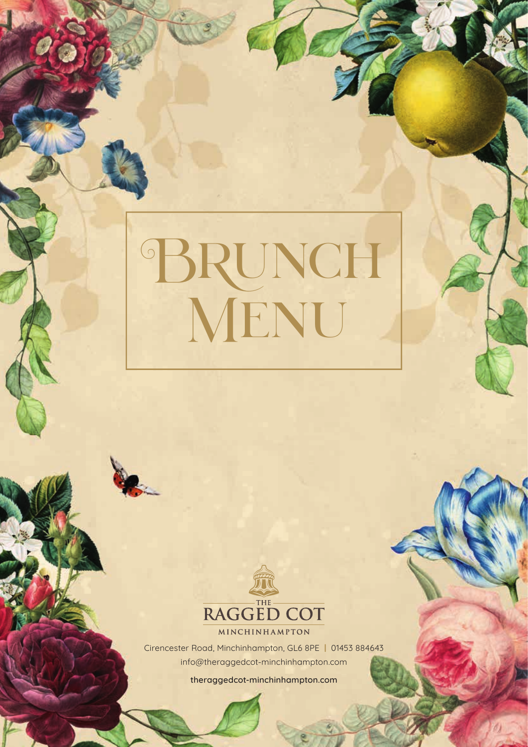# Brunch Menu

THE RAGGED COT

MINCHINHAMPTON

Cirencester Road, Minchinhampton, GL6 8PE | 01453 884643

info@theraggedcot-minchinhampton.com

theraggedcot-minchinhampton.com